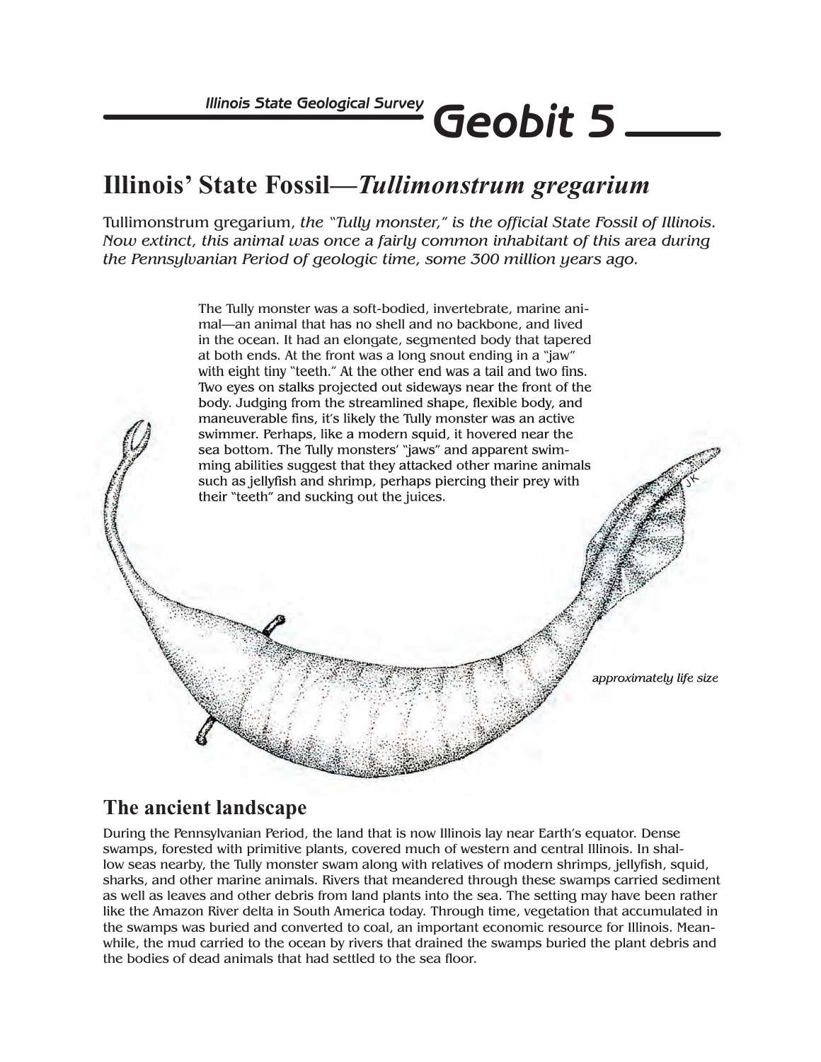Illinois State Geological Survey

# Geobit 5

## Illinois' State Fossil—*Tullimonstrum gregarium*

Tullimonstrum gregarium, *the "Tully monster," is the official State Fossil of Illinois. Now extinct, this animal was once a fairly common inhabitant of this area during the Pennsylvanian Period of geologic time, some 300 million years ago.*

The Tully monster was a soft-bodied, invertebrate, marine animal—an animal that has no shell and no backbone, and lived in the ocean. It had an elongate, segmented body that tapered at both ends. At the front was a long snout ending in a "jaw" with eight tiny "teeth." At the other end was a tail and two fins. Two eyes on stalks projected out sideways near the front of the body. Judging from the streamlined shape, flexible body, and maneuverable fins, it's likely the Tully monster was an active swimmer. Perhaps, like a modern squid, it hovered near the sea bottom. The Tully monsters' "jaws" and apparent swimming abilities suggest that they attacked other marine animals such as jellyfish and shrimp, perhaps piercing their prey with their "teeth" and sucking out the juices.

*approximately life size*

## The ancient landscape

During the Pennsylvanian Period, the land that is now Illinois lay near Earth's equator. Dense swamps, forested with primitive plants, covered much of western and central Illinois. In shallow seas nearby, the Tully monster swam along with relatives of modern shrimps, jellyfish, squid, sharks, and other marine animals. Rivers that meandered through these swamps carried sediment as well as leaves and other debris from land plants into the sea. The setting may have been rather like the Amazon River delta in South America today. Through time, vegetation that accumulated in the swamps was buried and converted to coal, an important economic resource for Illinois. Meanwhile, the mud carried to the ocean by rivers that drained the swamps buried the plant debris and the bodies of dead animals that had settled to the sea floor.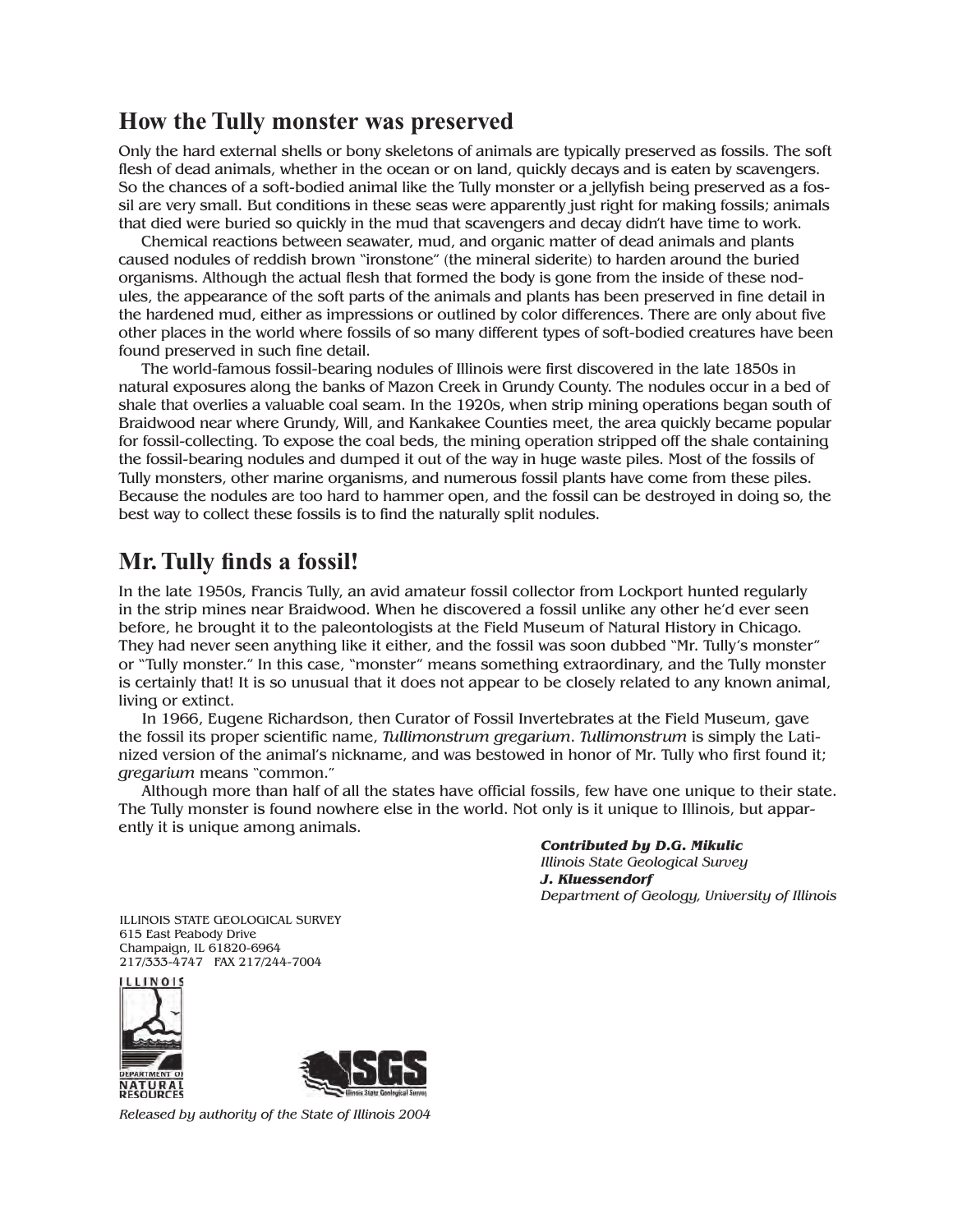## How the Tully monster was preserved

Only the hard external shells or bony skeletons of animals are typically preserved as fossils. The soft flesh of dead animals, whether in the ocean or on land, quickly decays and is eaten by scavengers. So the chances of a soft-bodied animal like the Tully monster or a jellyfish being preserved as a fossil are very small. But conditions in these seas were apparently just right for making fossils; animals that died were buried so quickly in the mud that scavengers and decay didn't have time to work.

Chemical reactions between seawater, mud, and organic matter of dead animals and plants caused nodules of reddish brown "ironstone" (the mineral siderite) to harden around the buried organisms. Although the actual flesh that formed the body is gone from the inside of these nodules, the appearance of the soft parts of the animals and plants has been preserved in fine detail in the hardened mud, either as impressions or outlined by color differences. There are only about five other places in the world where fossils of so many different types of soft-bodied creatures have been found preserved in such fine detail.

The world-famous fossil-bearing nodules of Illinois were first discovered in the late 1850s in natural exposures along the banks of Mazon Creek in Grundy County. The nodules occur in a bed of shale that overlies a valuable coal seam. In the 1920s, when strip mining operations began south of Braidwood near where Grundy, Will, and Kankakee Counties meet, the area quickly became popular for fossil-collecting. To expose the coal beds, the mining operation stripped off the shale containing the fossil-bearing nodules and dumped it out of the way in huge waste piles. Most of the fossils of Tully monsters, other marine organisms, and numerous fossil plants have come from these piles. Because the nodules are too hard to hammer open, and the fossil can be destroyed in doing so, the best way to collect these fossils is to find the naturally split nodules.

## Mr. Tully finds a fossil!

In the late 1950s, Francis Tully, an avid amateur fossil collector from Lockport hunted regularly in the strip mines near Braidwood. When he discovered a fossil unlike any other he'd ever seen before, he brought it to the paleontologists at the Field Museum of Natural History in Chicago. They had never seen anything like it either, and the fossil was soon dubbed "Mr. Tully's monster" or "Tully monster." In this case, "monster" means something extraordinary, and the Tully monster is certainly that! It is so unusual that it does not appear to be closely related to any known animal, living or extinct.

In 1966, Eugene Richardson, then Curator of Fossil Invertebrates at the Field Museum, gave the fossil its proper scientific name, *Tullimonstrum gregarium*. *Tullimonstrum* is simply the Latinized version of the animal's nickname, and was bestowed in honor of Mr. Tully who first found it; *gregarium* means "common."

Although more than half of all the states have official fossils, few have one unique to their state. The Tully monster is found nowhere else in the world. Not only is it unique to Illinois, but apparently it is unique among animals.

***Contributed by D.G. Mikulic***
*Illinois State Geological Survey*
***J. Kluessendorf***
*Department of Geology, University of Illinois*

ILLINOIS STATE GEOLOGICAL SURVEY
615 East Peabody Drive
Champaign, IL 61820-6964
217/333-4747 FAX 217/244-7004

ILLINOIS DEPARTMENT OF NATURAL RESOURCES

ISGS Illinois State Geological Survey

*Released by authority of the State of Illinois 2004*